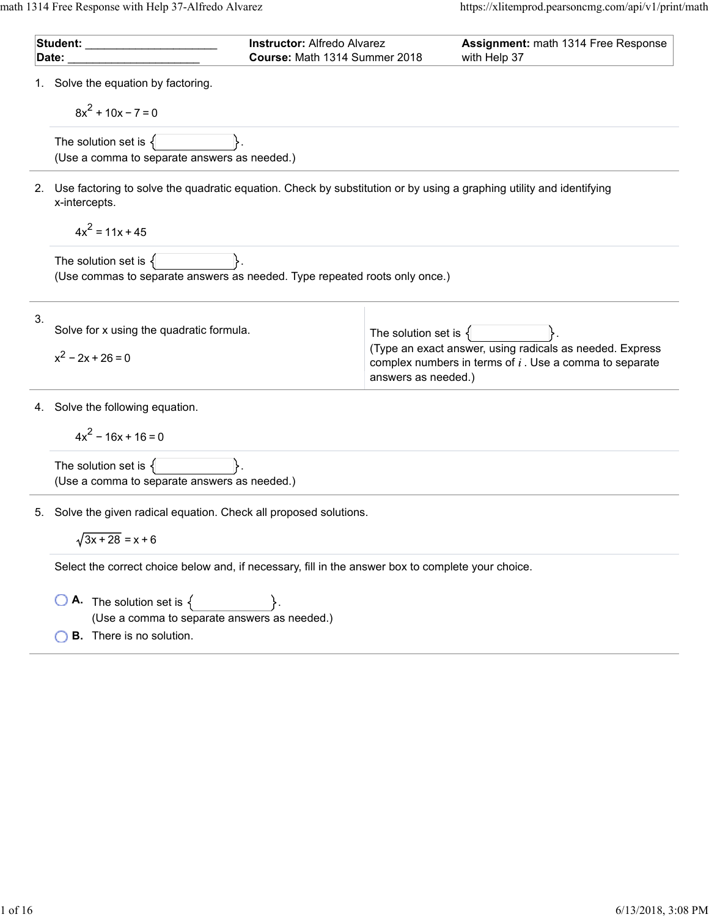| **Student:** ____________________ | **Instructor:** Alfredo Alvarez | **Assignment:** math 1314 Free Response |
| --- | --- | --- |
| **Date:** ____________________ | **Course:** Math 1314 Summer 2018 | with Help 37 |

1. Solve the equation by factoring.

   $$8x^2 + 10x - 7 = 0$$

   The solution set is { }.
   (Use a comma to separate answers as needed.)

2. Use factoring to solve the quadratic equation. Check by substitution or by using a graphing utility and identifying x-intercepts.

   $$4x^2 = 11x + 45$$

   The solution set is { }.
   (Use commas to separate answers as needed. Type repeated roots only once.)

3. Solve for x using the quadratic formula.

   $$x^2 - 2x + 26 = 0$$

   The solution set is { }.
   (Type an exact answer, using radicals as needed. Express complex numbers in terms of $i$ . Use a comma to separate answers as needed.)

4. Solve the following equation.

   $$4x^2 - 16x + 16 = 0$$

   The solution set is { }.
   (Use a comma to separate answers as needed.)

5. Solve the given radical equation. Check all proposed solutions.

   $$\sqrt{3x + 28} = x + 6$$

   Select the correct choice below and, if necessary, fill in the answer box to complete your choice.

   - **A.** The solution set is { }.
     (Use a comma to separate answers as needed.)
   - **B.** There is no solution.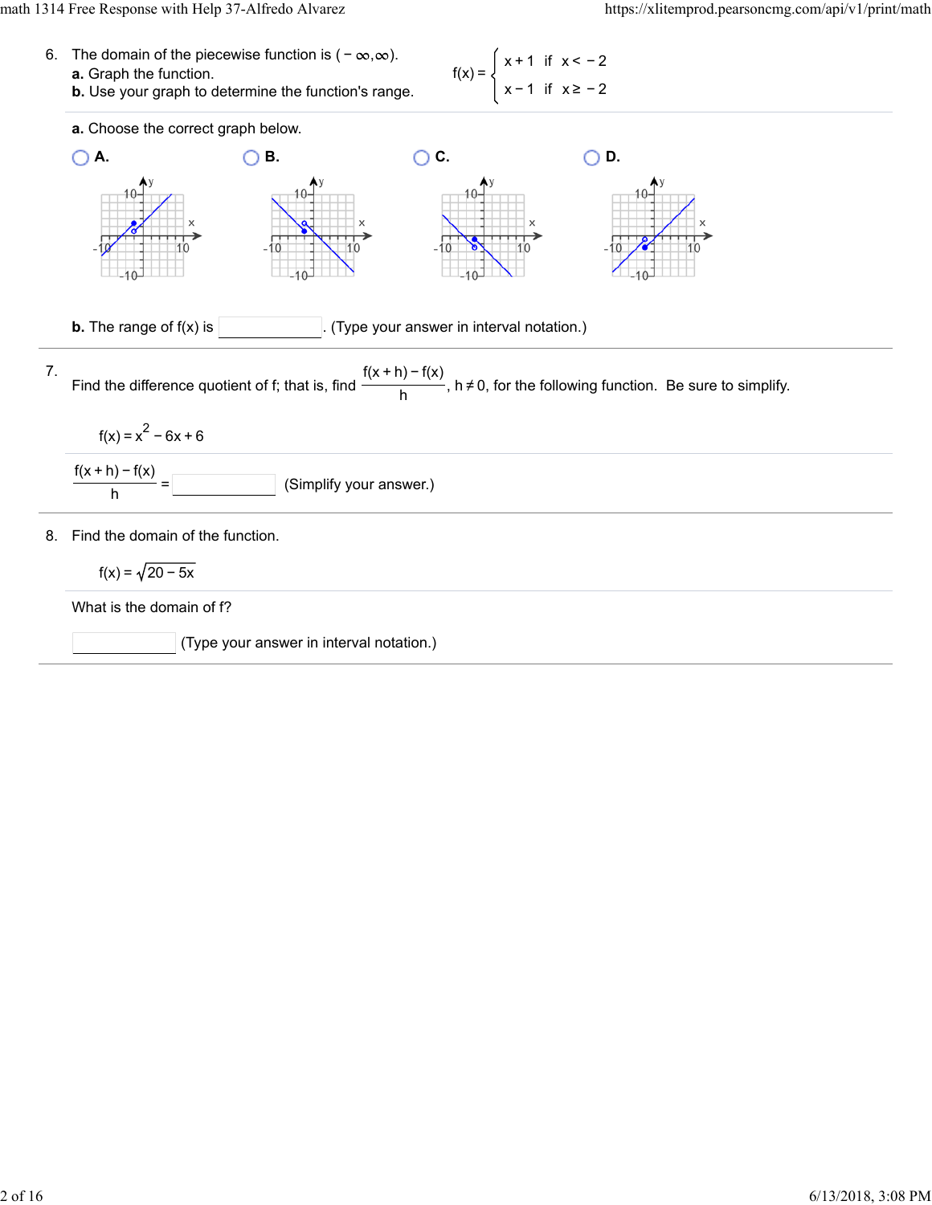6. The domain of the piecewise function is $(-\infty, \infty)$.

**a.** Graph the function.

**b.** Use your graph to determine the function's range.

$$f(x) = \begin{cases} x + 1 & \text{if } x < -2 \\ x - 1 & \text{if } x \geq -2 \end{cases}$$

**a.** Choose the correct graph below.

- A.
- B.
- C.
- D.

**b.** The range of f(x) is ________. (Type your answer in interval notation.)

---

7. Find the difference quotient of f; that is, find $\frac{f(x+h) - f(x)}{h}$, $h \neq 0$, for the following function. Be sure to simplify.

$$f(x) = x^2 - 6x + 6$$

$\frac{f(x+h) - f(x)}{h} =$ ________ (Simplify your answer.)

---

8. Find the domain of the function.

$$f(x) = \sqrt{20 - 5x}$$

What is the domain of f?

________ (Type your answer in interval notation.)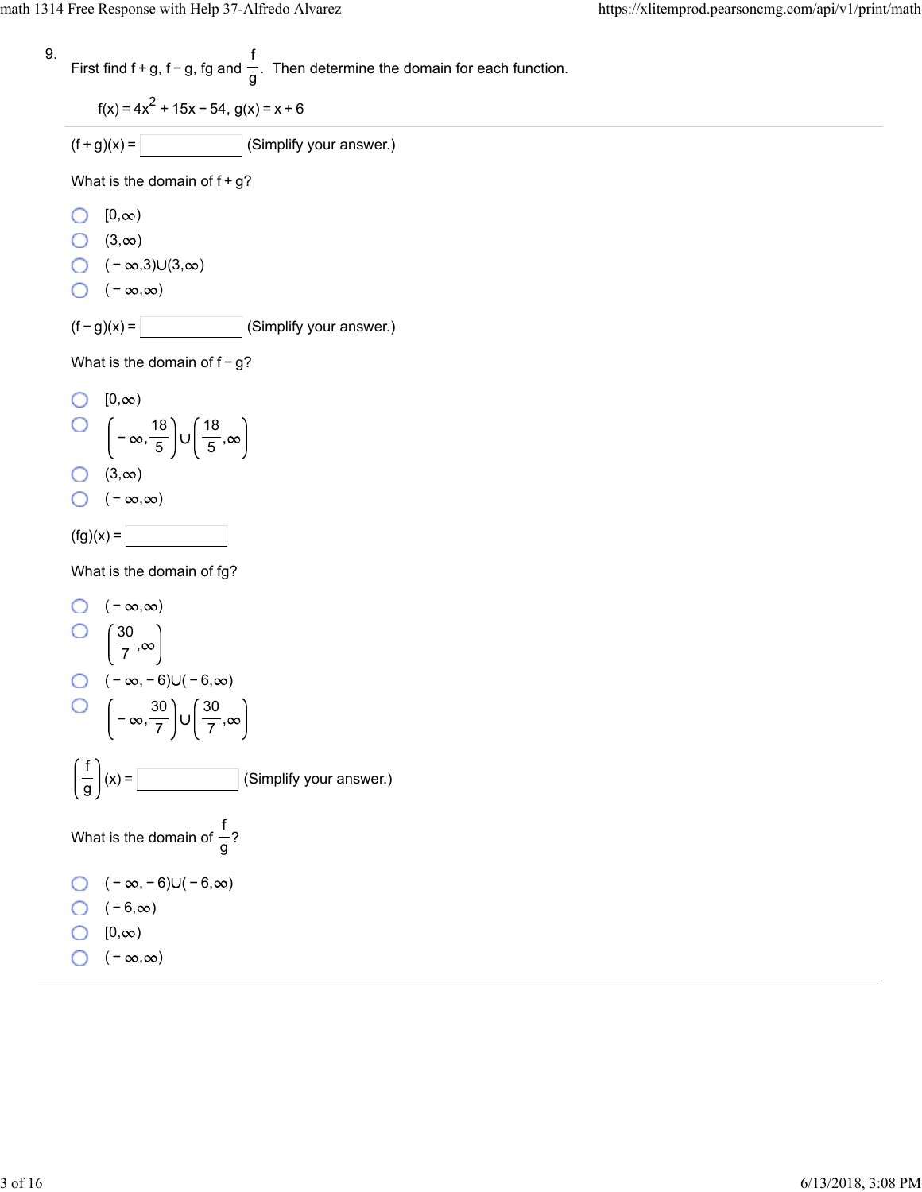9. First find f + g, f − g, fg and $\frac{f}{g}$. Then determine the domain for each function.

$f(x) = 4x^2 + 15x - 54$, $g(x) = x + 6$

---

$(f+g)(x) =$ ______ (Simplify your answer.)

What is the domain of f + g?

- $[0,\infty)$
- $(3,\infty)$
- $(-\infty,3)\cup(3,\infty)$
- $(-\infty,\infty)$

$(f-g)(x) =$ ______ (Simplify your answer.)

What is the domain of f − g?

- $[0,\infty)$
- $\left(-\infty,\frac{18}{5}\right)\cup\left(\frac{18}{5},\infty\right)$
- $(3,\infty)$
- $(-\infty,\infty)$

$(fg)(x) =$ ______

What is the domain of fg?

- $(-\infty,\infty)$
- $\left(\frac{30}{7},\infty\right)$
- $(-\infty,-6)\cup(-6,\infty)$
- $\left(-\infty,\frac{30}{7}\right)\cup\left(\frac{30}{7},\infty\right)$

$\left(\frac{f}{g}\right)(x) =$ ______ (Simplify your answer.)

What is the domain of $\frac{f}{g}$?

- $(-\infty,-6)\cup(-6,\infty)$
- $(-6,\infty)$
- $[0,\infty)$
- $(-\infty,\infty)$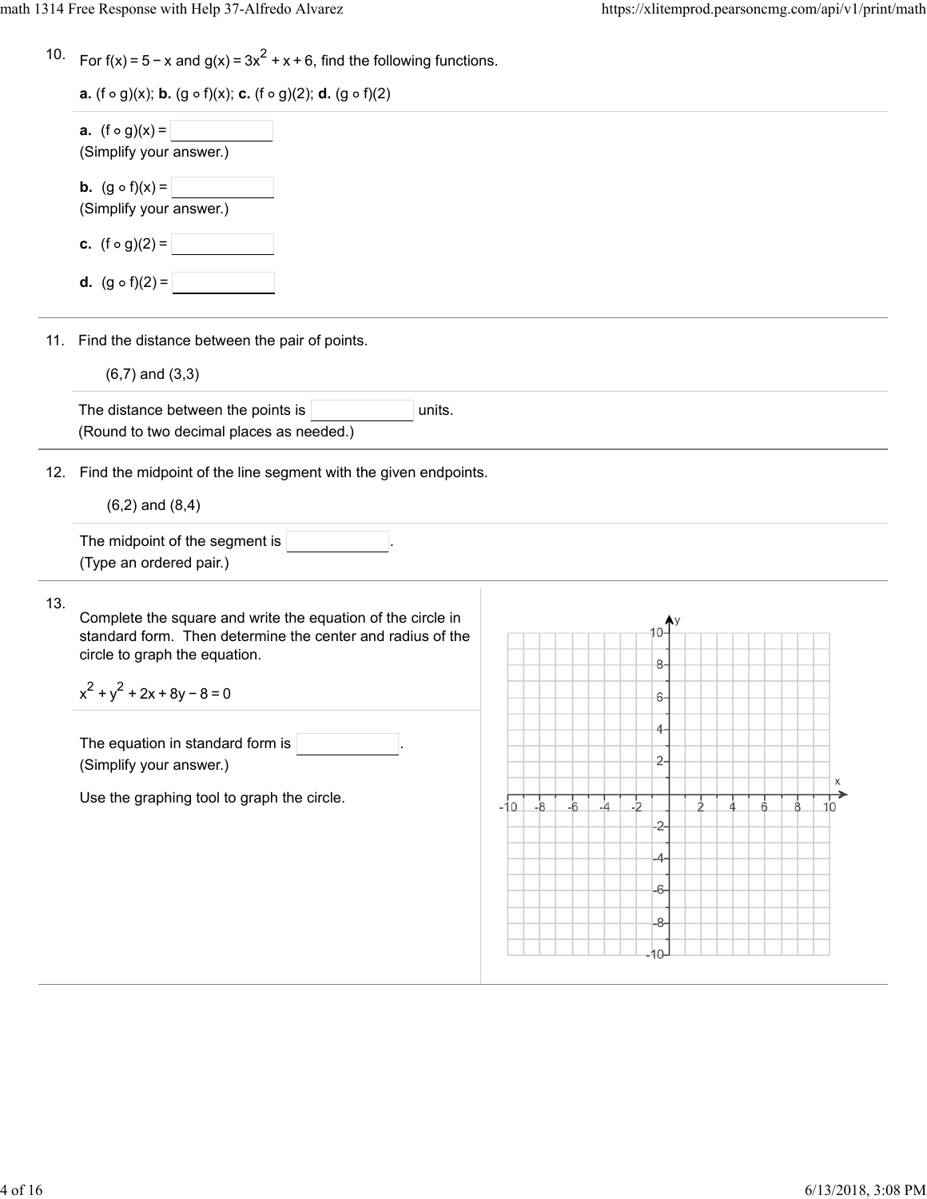10. For $f(x) = 5 - x$ and $g(x) = 3x^2 + x + 6$, find the following functions.

**a.** $(f \circ g)(x)$; **b.** $(g \circ f)(x)$; **c.** $(f \circ g)(2)$; **d.** $(g \circ f)(2)$

**a.** $(f \circ g)(x) =$ \_\_\_\_\_\_\_\_\_\_
(Simplify your answer.)

**b.** $(g \circ f)(x) =$ \_\_\_\_\_\_\_\_\_\_
(Simplify your answer.)

**c.** $(f \circ g)(2) =$ \_\_\_\_\_\_\_\_\_\_

**d.** $(g \circ f)(2) =$ \_\_\_\_\_\_\_\_\_\_

---

11. Find the distance between the pair of points.

(6,7) and (3,3)

The distance between the points is \_\_\_\_\_\_\_\_\_\_ units.
(Round to two decimal places as needed.)

---

12. Find the midpoint of the line segment with the given endpoints.

(6,2) and (8,4)

The midpoint of the segment is \_\_\_\_\_\_\_\_\_\_.
(Type an ordered pair.)

---

13. Complete the square and write the equation of the circle in standard form. Then determine the center and radius of the circle to graph the equation.

$x^2 + y^2 + 2x + 8y - 8 = 0$

The equation in standard form is \_\_\_\_\_\_\_\_\_\_.
(Simplify your answer.)

Use the graphing tool to graph the circle.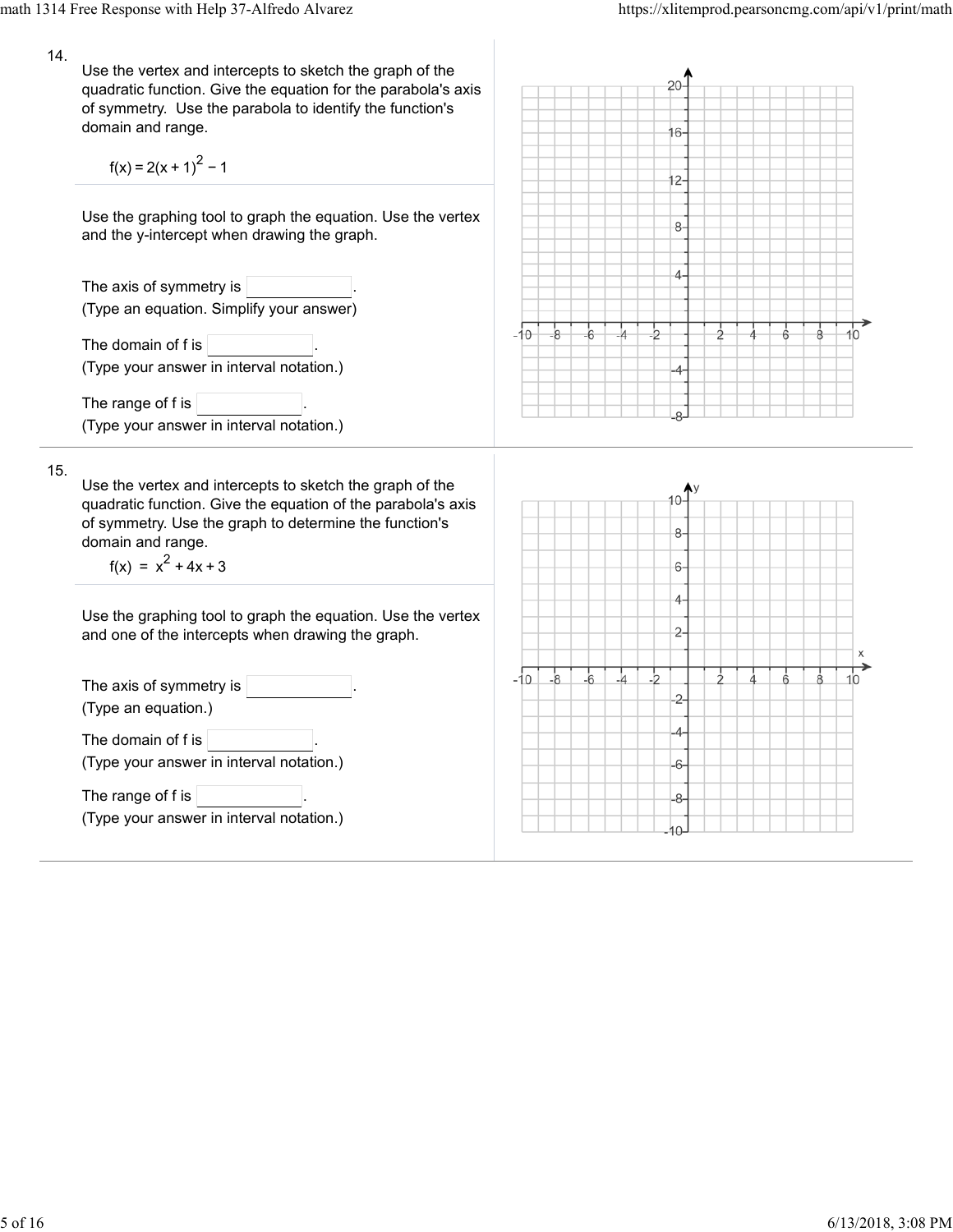14.

Use the vertex and intercepts to sketch the graph of the quadratic function. Give the equation for the parabola's axis of symmetry. Use the parabola to identify the function's domain and range.

$$f(x) = 2(x + 1)^2 - 1$$

Use the graphing tool to graph the equation. Use the vertex and the y-intercept when drawing the graph.

The axis of symmetry is \_\_\_\_\_\_\_\_\_\_.
(Type an equation. Simplify your answer)

The domain of f is \_\_\_\_\_\_\_\_\_\_.
(Type your answer in interval notation.)

The range of f is \_\_\_\_\_\_\_\_\_\_.
(Type your answer in interval notation.)

15.

Use the vertex and intercepts to sketch the graph of the quadratic function. Give the equation of the parabola's axis of symmetry. Use the graph to determine the function's domain and range.

$$f(x) = x^2 + 4x + 3$$

Use the graphing tool to graph the equation. Use the vertex and one of the intercepts when drawing the graph.

The axis of symmetry is \_\_\_\_\_\_\_\_\_\_.
(Type an equation.)

The domain of f is \_\_\_\_\_\_\_\_\_\_.
(Type your answer in interval notation.)

The range of f is \_\_\_\_\_\_\_\_\_\_.
(Type your answer in interval notation.)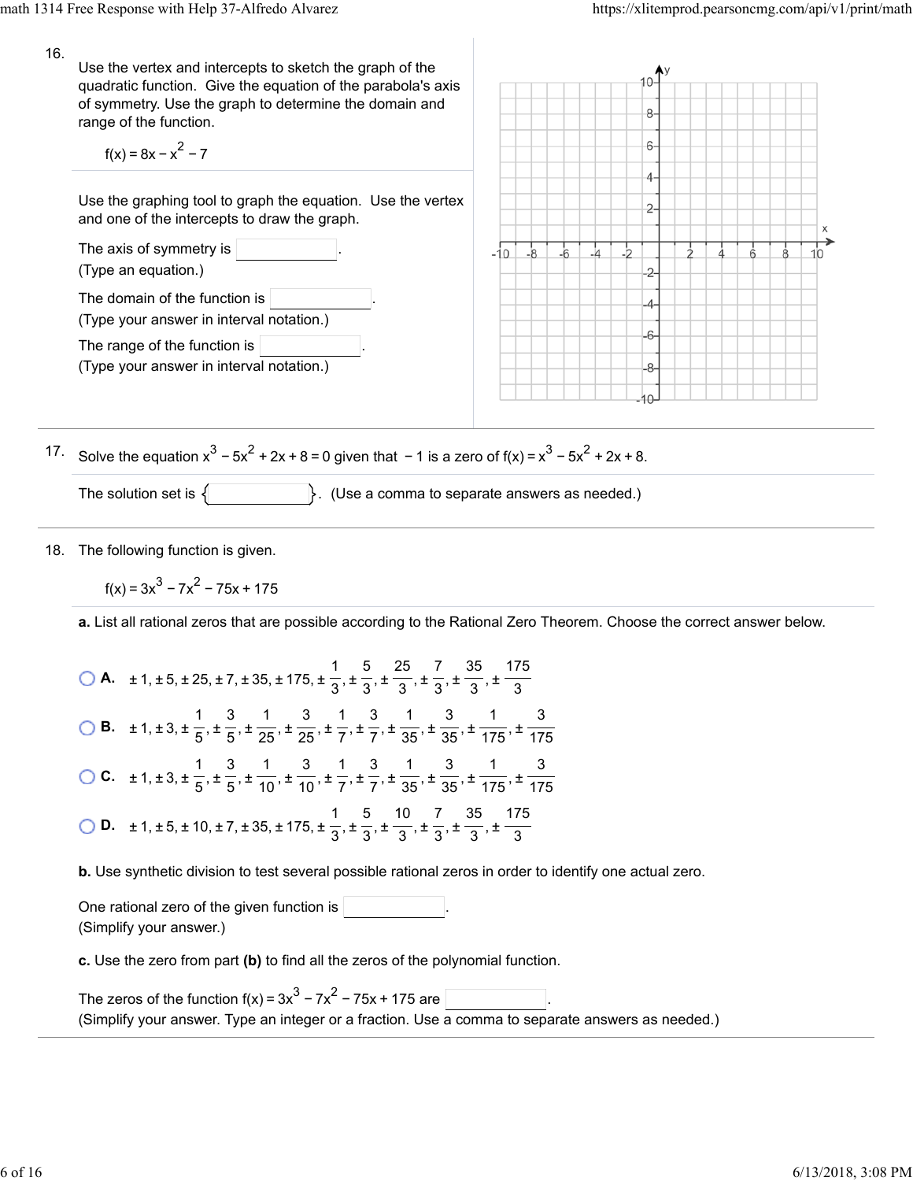16. Use the vertex and intercepts to sketch the graph of the quadratic function. Give the equation of the parabola's axis of symmetry. Use the graph to determine the domain and range of the function.

$$f(x) = 8x - x^2 - 7$$

Use the graphing tool to graph the equation. Use the vertex and one of the intercepts to draw the graph.

The axis of symmetry is \_\_\_\_\_\_\_\_\_\_.
(Type an equation.)

The domain of the function is \_\_\_\_\_\_\_\_\_\_.
(Type your answer in interval notation.)

The range of the function is \_\_\_\_\_\_\_\_\_\_.
(Type your answer in interval notation.)

17. Solve the equation $x^3 - 5x^2 + 2x + 8 = 0$ given that $-1$ is a zero of $f(x) = x^3 - 5x^2 + 2x + 8$.

The solution set is { \_\_\_\_\_\_\_\_\_\_ }. (Use a comma to separate answers as needed.)

18. The following function is given.

$$f(x) = 3x^3 - 7x^2 - 75x + 175$$

**a.** List all rational zeros that are possible according to the Rational Zero Theorem. Choose the correct answer below.

- A. $\pm 1, \pm 5, \pm 25, \pm 7, \pm 35, \pm 175, \pm \frac{1}{3}, \pm \frac{5}{3}, \pm \frac{25}{3}, \pm \frac{7}{3}, \pm \frac{35}{3}, \pm \frac{175}{3}$
- B. $\pm 1, \pm 3, \pm \frac{1}{5}, \pm \frac{3}{5}, \pm \frac{1}{25}, \pm \frac{3}{25}, \pm \frac{1}{7}, \pm \frac{3}{7}, \pm \frac{1}{35}, \pm \frac{3}{35}, \pm \frac{1}{175}, \pm \frac{3}{175}$
- C. $\pm 1, \pm 3, \pm \frac{1}{5}, \pm \frac{3}{5}, \pm \frac{1}{10}, \pm \frac{3}{10}, \pm \frac{1}{7}, \pm \frac{3}{7}, \pm \frac{1}{35}, \pm \frac{3}{35}, \pm \frac{1}{175}, \pm \frac{3}{175}$
- D. $\pm 1, \pm 5, \pm 10, \pm 7, \pm 35, \pm 175, \pm \frac{1}{3}, \pm \frac{5}{3}, \pm \frac{10}{3}, \pm \frac{7}{3}, \pm \frac{35}{3}, \pm \frac{175}{3}$

**b.** Use synthetic division to test several possible rational zeros in order to identify one actual zero.

One rational zero of the given function is \_\_\_\_\_\_\_\_\_\_.
(Simplify your answer.)

**c.** Use the zero from part **(b)** to find all the zeros of the polynomial function.

The zeros of the function $f(x) = 3x^3 - 7x^2 - 75x + 175$ are \_\_\_\_\_\_\_\_\_\_.
(Simplify your answer. Type an integer or a fraction. Use a comma to separate answers as needed.)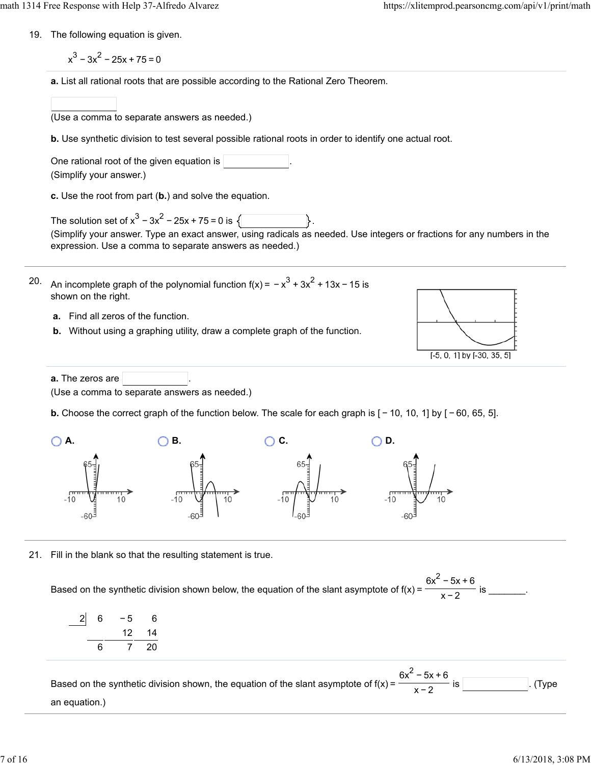19. The following equation is given.

$$x^3 - 3x^2 - 25x + 75 = 0$$

**a.** List all rational roots that are possible according to the Rational Zero Theorem.

______

(Use a comma to separate answers as needed.)

**b.** Use synthetic division to test several possible rational roots in order to identify one actual root.

One rational root of the given equation is ______.
(Simplify your answer.)

**c.** Use the root from part (**b.**) and solve the equation.

The solution set of $x^3 - 3x^2 - 25x + 75 = 0$ is $\{$ ______ $\}$.
(Simplify your answer. Type an exact answer, using radicals as needed. Use integers or fractions for any numbers in the expression. Use a comma to separate answers as needed.)

---

20. An incomplete graph of the polynomial function $f(x) = -x^3 + 3x^2 + 13x - 15$ is shown on the right.

**a.** Find all zeros of the function.

**b.** Without using a graphing utility, draw a complete graph of the function.

[-5, 0, 1] by [-30, 35, 5]

**a.** The zeros are ______.
(Use a comma to separate answers as needed.)

**b.** Choose the correct graph of the function below. The scale for each graph is $[-10, 10, 1]$ by $[-60, 65, 5]$.

- **A.**
- **B.**
- **C.**
- **D.**

---

21. Fill in the blank so that the resulting statement is true.

Based on the synthetic division shown below, the equation of the slant asymptote of $f(x) = \dfrac{6x^2 - 5x + 6}{x - 2}$ is _______.

| 2 | 6 | −5 | 6 |
|---|---|---|---|
| | | 12 | 14 |
| | 6 | 7 | 20 |

Based on the synthetic division shown, the equation of the slant asymptote of $f(x) = \dfrac{6x^2 - 5x + 6}{x - 2}$ is ______. (Type an equation.)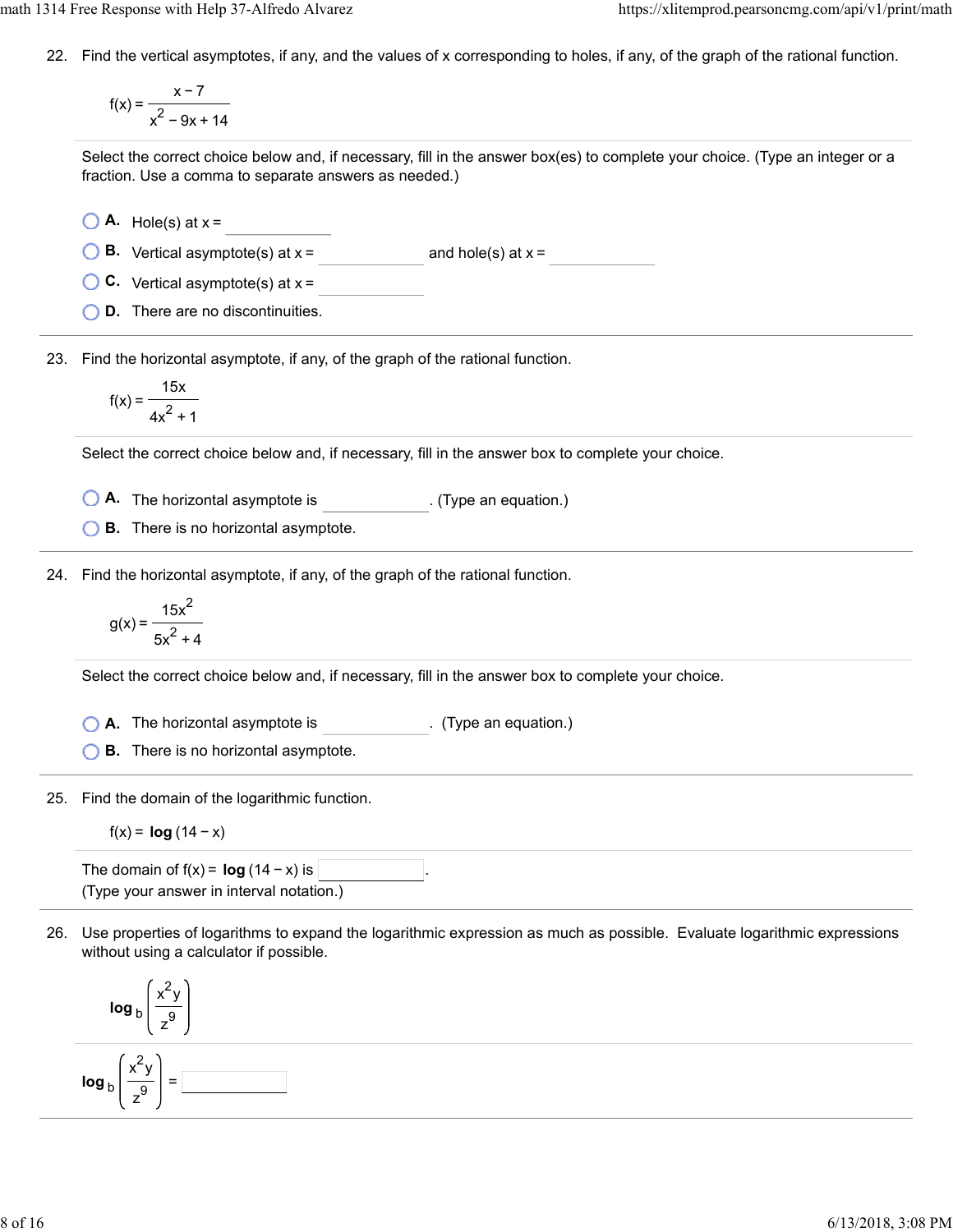22. Find the vertical asymptotes, if any, and the values of x corresponding to holes, if any, of the graph of the rational function.

$$f(x) = \frac{x-7}{x^2 - 9x + 14}$$

Select the correct choice below and, if necessary, fill in the answer box(es) to complete your choice. (Type an integer or a fraction. Use a comma to separate answers as needed.)

- A. Hole(s) at x = ______
- B. Vertical asymptote(s) at x = ______ and hole(s) at x = ______
- C. Vertical asymptote(s) at x = ______
- D. There are no discontinuities.

23. Find the horizontal asymptote, if any, of the graph of the rational function.

$$f(x) = \frac{15x}{4x^2 + 1}$$

Select the correct choice below and, if necessary, fill in the answer box to complete your choice.

- A. The horizontal asymptote is ______. (Type an equation.)
- B. There is no horizontal asymptote.

24. Find the horizontal asymptote, if any, of the graph of the rational function.

$$g(x) = \frac{15x^2}{5x^2 + 4}$$

Select the correct choice below and, if necessary, fill in the answer box to complete your choice.

- A. The horizontal asymptote is ______. (Type an equation.)
- B. There is no horizontal asymptote.

25. Find the domain of the logarithmic function.

$$f(x) = \log(14 - x)$$

The domain of $f(x) = \log(14 - x)$ is ______.
(Type your answer in interval notation.)

26. Use properties of logarithms to expand the logarithmic expression as much as possible. Evaluate logarithmic expressions without using a calculator if possible.

$$\log_b\left(\frac{x^2y}{z^9}\right)$$

$\log_b\left(\frac{x^2y}{z^9}\right) =$ ______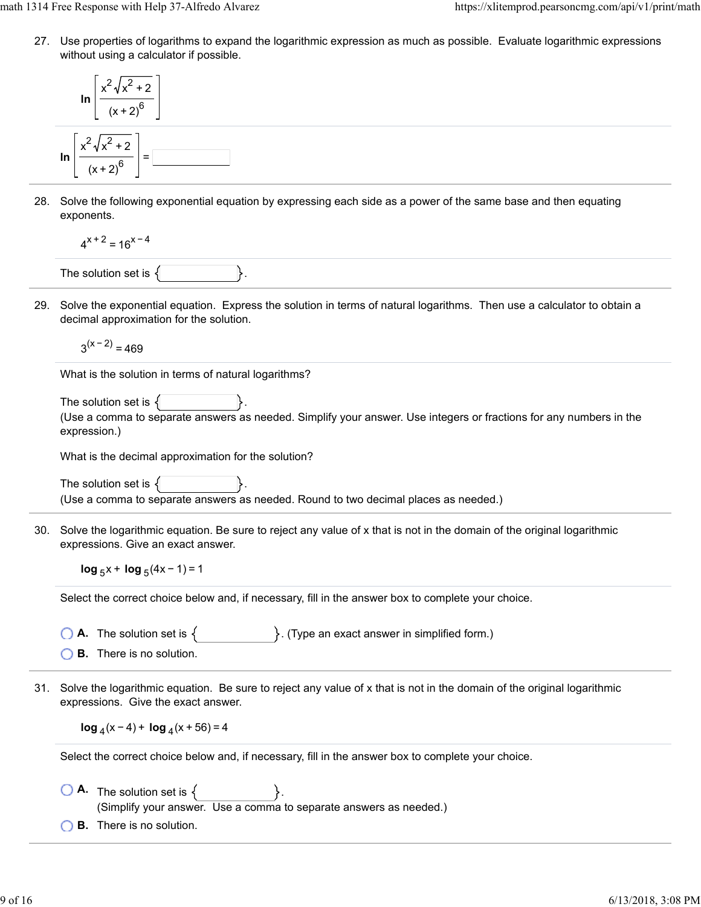27. Use properties of logarithms to expand the logarithmic expression as much as possible. Evaluate logarithmic expressions without using a calculator if possible.

$$\ln\left[\frac{x^2\sqrt{x^2+2}}{(x+2)^6}\right]$$

$$\ln\left[\frac{x^2\sqrt{x^2+2}}{(x+2)^6}\right] = \underline{\qquad\qquad}$$

28. Solve the following exponential equation by expressing each side as a power of the same base and then equating exponents.

$$4^{x+2} = 16^{x-4}$$

The solution set is $\{\underline{\qquad\qquad}\}$.

29. Solve the exponential equation. Express the solution in terms of natural logarithms. Then use a calculator to obtain a decimal approximation for the solution.

$$3^{(x-2)} = 469$$

What is the solution in terms of natural logarithms?

The solution set is $\{\underline{\qquad\qquad}\}$.
(Use a comma to separate answers as needed. Simplify your answer. Use integers or fractions for any numbers in the expression.)

What is the decimal approximation for the solution?

The solution set is $\{\underline{\qquad\qquad}\}$.
(Use a comma to separate answers as needed. Round to two decimal places as needed.)

30. Solve the logarithmic equation. Be sure to reject any value of x that is not in the domain of the original logarithmic expressions. Give an exact answer.

$$\log_5 x + \log_5(4x-1) = 1$$

Select the correct choice below and, if necessary, fill in the answer box to complete your choice.

- **A.** The solution set is $\{\underline{\qquad\qquad}\}$. (Type an exact answer in simplified form.)
- **B.** There is no solution.

31. Solve the logarithmic equation. Be sure to reject any value of x that is not in the domain of the original logarithmic expressions. Give the exact answer.

$$\log_4(x-4) + \log_4(x+56) = 4$$

Select the correct choice below and, if necessary, fill in the answer box to complete your choice.

- **A.** The solution set is $\{\underline{\qquad\qquad}\}$.
  (Simplify your answer. Use a comma to separate answers as needed.)
- **B.** There is no solution.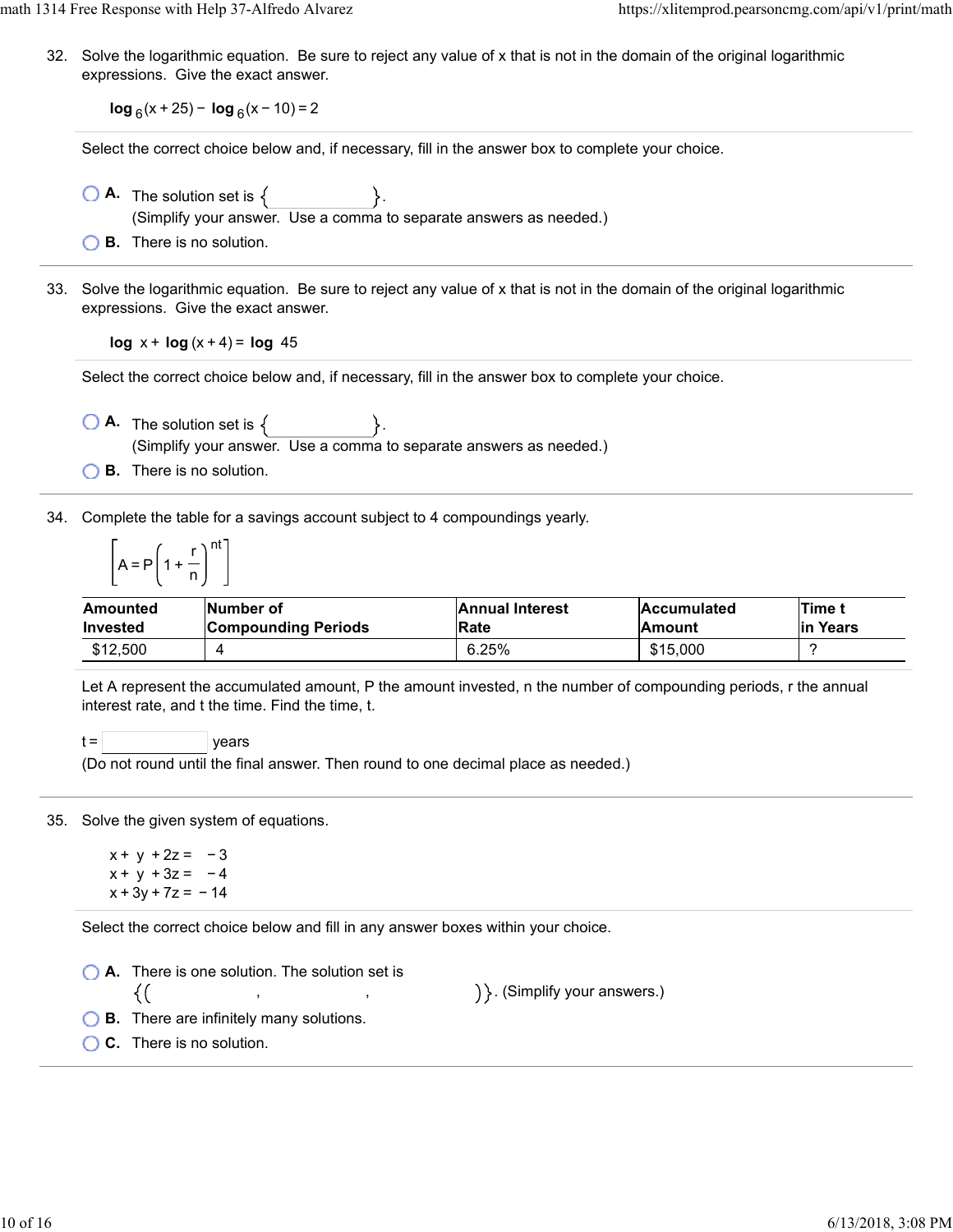32. Solve the logarithmic equation. Be sure to reject any value of x that is not in the domain of the original logarithmic expressions. Give the exact answer.

$$\log_6(x+25) - \log_6(x-10) = 2$$

Select the correct choice below and, if necessary, fill in the answer box to complete your choice.

- A. The solution set is { }.
(Simplify your answer. Use a comma to separate answers as needed.)
- B. There is no solution.

33. Solve the logarithmic equation. Be sure to reject any value of x that is not in the domain of the original logarithmic expressions. Give the exact answer.

$$\log x + \log(x+4) = \log 45$$

Select the correct choice below and, if necessary, fill in the answer box to complete your choice.

- A. The solution set is { }.
(Simplify your answer. Use a comma to separate answers as needed.)
- B. There is no solution.

34. Complete the table for a savings account subject to 4 compoundings yearly.

$$\left[A = P\left(1 + \frac{r}{n}\right)^{nt}\right]$$

| Amounted Invested | Number of Compounding Periods | Annual Interest Rate | Accumulated Amount | Time t in Years |
|---|---|---|---|---|
| $12,500 | 4 | 6.25% | $15,000 | ? |

Let A represent the accumulated amount, P the amount invested, n the number of compounding periods, r the annual interest rate, and t the time. Find the time, t.

t = ______ years
(Do not round until the final answer. Then round to one decimal place as needed.)

35. Solve the given system of equations.

$$\begin{aligned} x + y + 2z &= -3 \\ x + y + 3z &= -4 \\ x + 3y + 7z &= -14 \end{aligned}$$

Select the correct choice below and fill in any answer boxes within your choice.

- A. There is one solution. The solution set is {( , , )}. (Simplify your answers.)
- B. There are infinitely many solutions.
- C. There is no solution.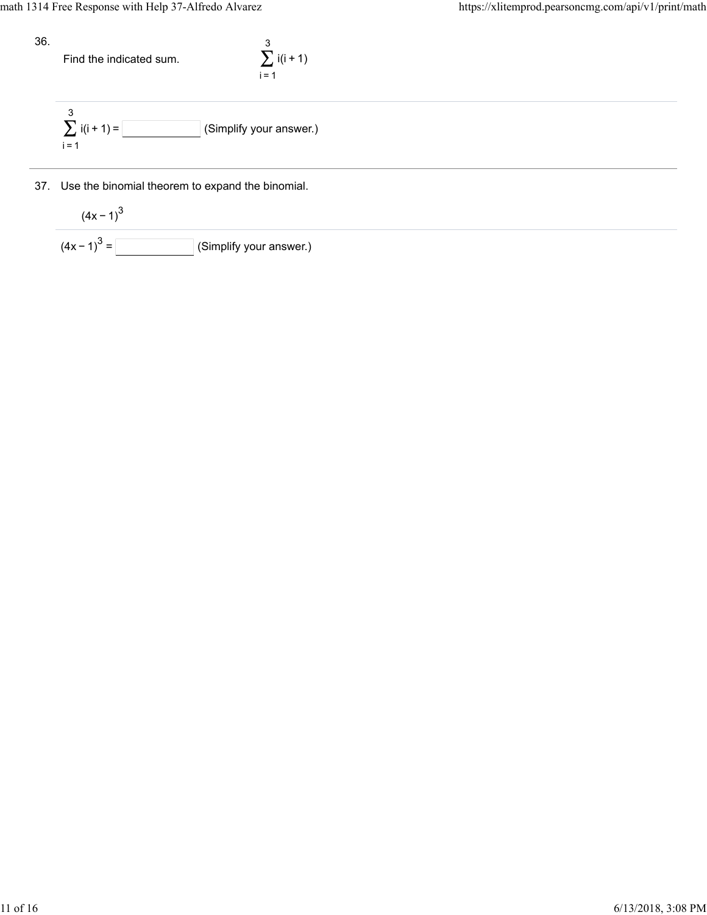36.

Find the indicated sum. $\sum_{i=1}^{3} i(i+1)$

$\sum_{i=1}^{3} i(i+1) =$ ______ (Simplify your answer.)

37. Use the binomial theorem to expand the binomial.

$(4x-1)^3$

$(4x-1)^3 =$ ______ (Simplify your answer.)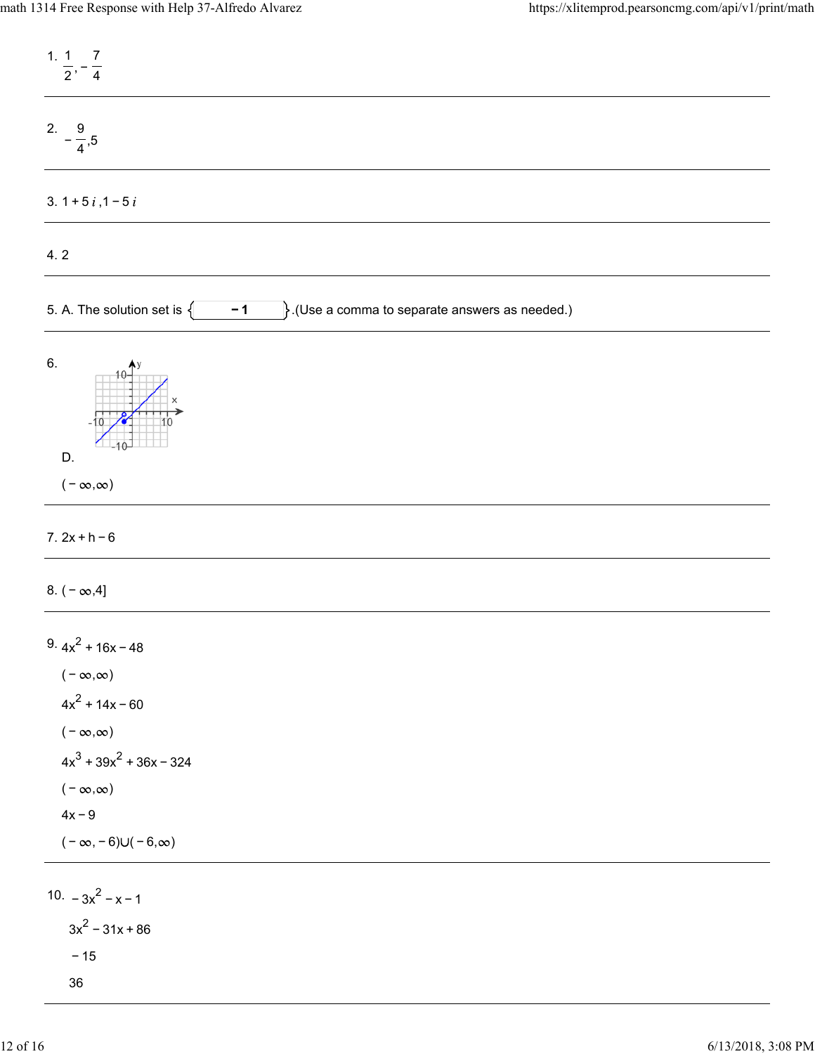1. $\frac{1}{2}, -\frac{7}{4}$

---

2. $-\frac{9}{4}, 5$

---

3. $1+5i, 1-5i$

---

4. 2

---

5. A. The solution set is $\{-1\}$.(Use a comma to separate answers as needed.)

---

6.

D.

$(-\infty,\infty)$

---

7. $2x+h-6$

---

8. $(-\infty,4]$

---

9. $4x^2+16x-48$

$(-\infty,\infty)$

$4x^2+14x-60$

$(-\infty,\infty)$

$4x^3+39x^2+36x-324$

$(-\infty,\infty)$

$4x-9$

$(-\infty,-6)\cup(-6,\infty)$

---

10. $-3x^2-x-1$

$3x^2-31x+86$

$-15$

36

---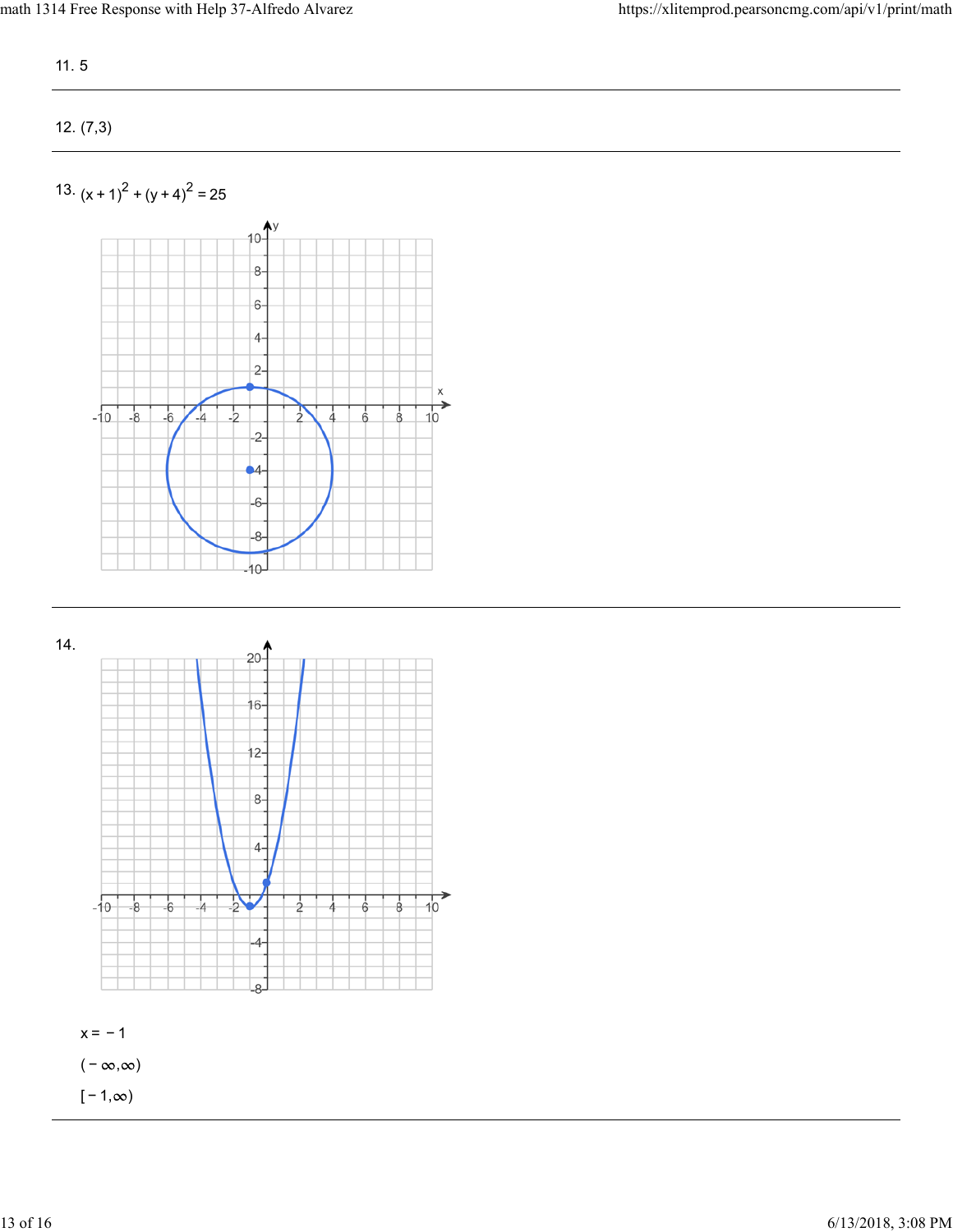11. 5

12. (7,3)

13. $(x+1)^2 + (y+4)^2 = 25$

14.

$x = -1$

$(-\infty,\infty)$

$[-1,\infty)$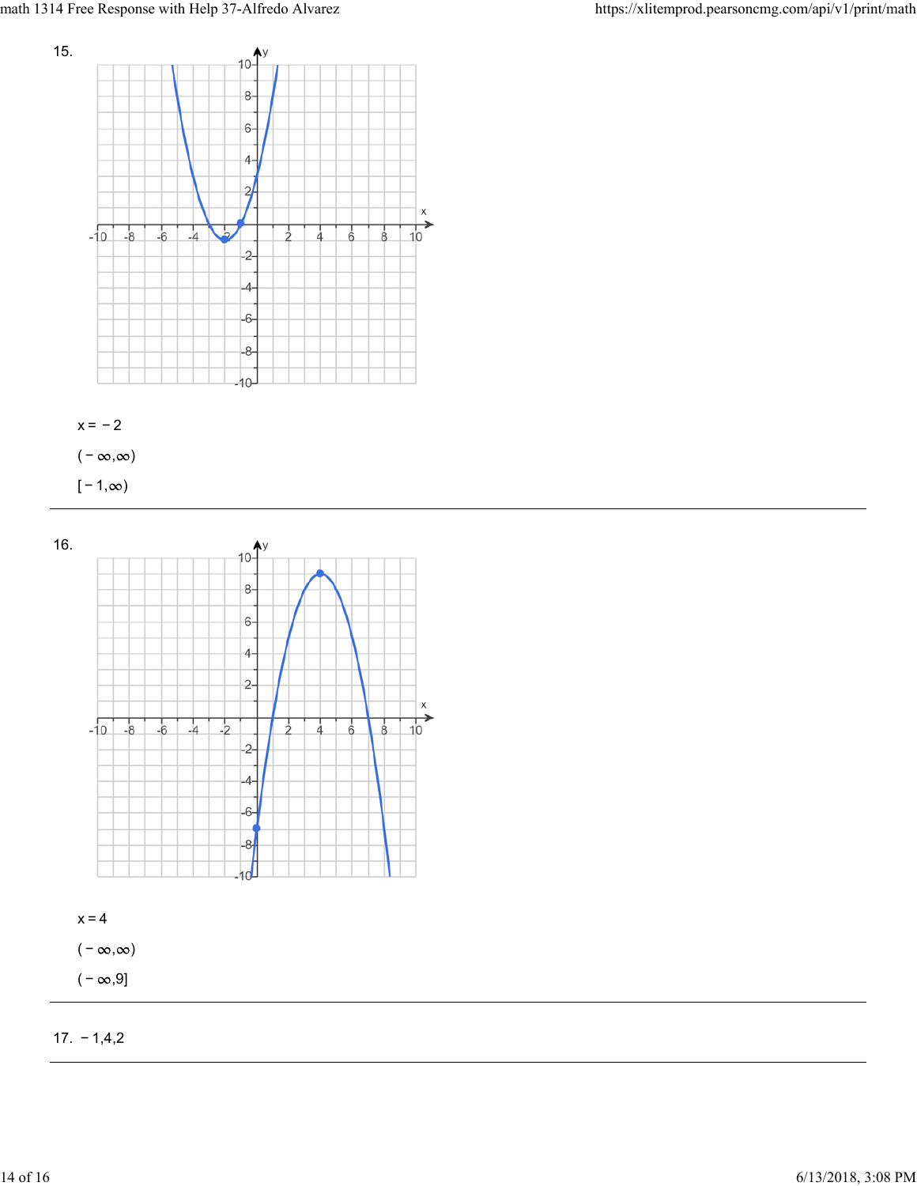15.

$x = -2$

$(-\infty, \infty)$

$[-1, \infty)$

---

16.

$x = 4$

$(-\infty, \infty)$

$(-\infty, 9]$

---

17. $-1, 4, 2$

---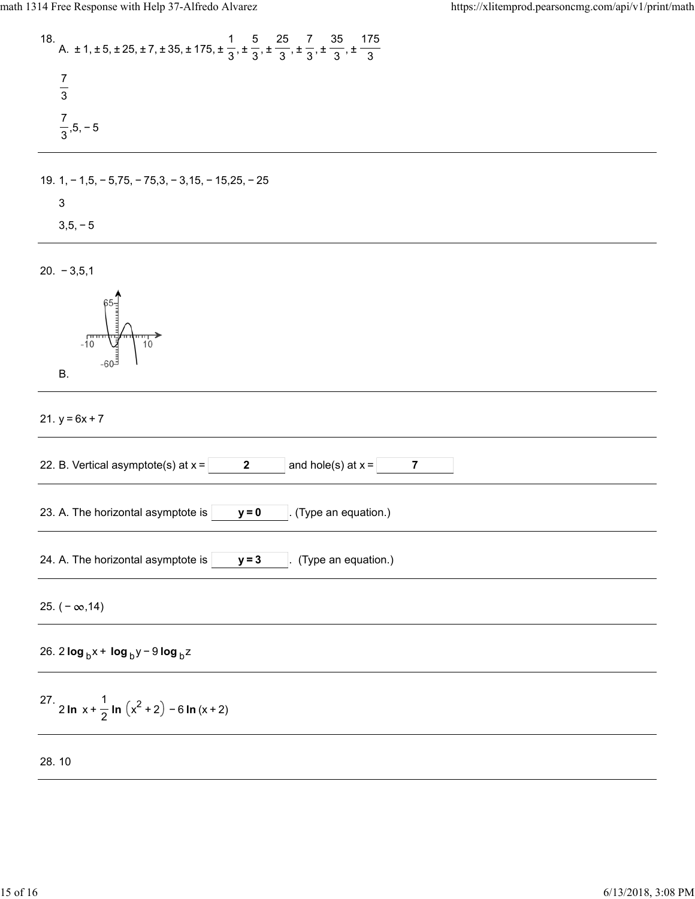18. A. $\pm 1, \pm 5, \pm 25, \pm 7, \pm 35, \pm 175, \pm \frac{1}{3}, \pm \frac{5}{3}, \pm \frac{25}{3}, \pm \frac{7}{3}, \pm \frac{35}{3}, \pm \frac{175}{3}$

$\frac{7}{3}$

$\frac{7}{3}, 5, -5$

---

19. $1, -1, 5, -5, 75, -75, 3, -3, 15, -15, 25, -25$

3

$3, 5, -5$

---

20. $-3, 5, 1$

B.

---

21. $y = 6x + 7$

---

22. B. Vertical asymptote(s) at x = **2** and hole(s) at x = **7**

---

23. A. The horizontal asymptote is **y = 0**. (Type an equation.)

---

24. A. The horizontal asymptote is **y = 3**. (Type an equation.)

---

25. $(-\infty, 14)$

---

26. $2 \log_b x + \log_b y - 9 \log_b z$

---

27. $2 \ln x + \frac{1}{2} \ln \left(x^2 + 2\right) - 6 \ln (x + 2)$

---

28. 10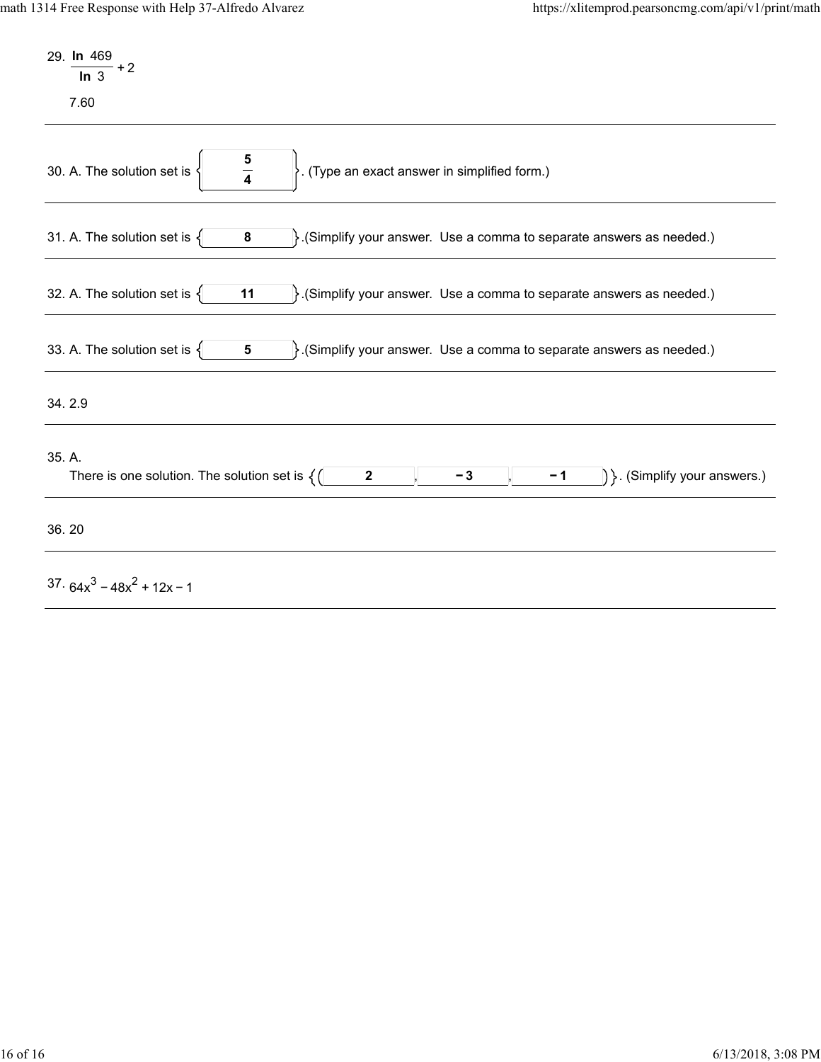29. $\frac{\ln 469}{\ln 3} + 2$

7.60

---

30. A. The solution set is $\left\{ \frac{5}{4} \right\}$. (Type an exact answer in simplified form.)

---

31. A. The solution set is $\{ 8 \}$.(Simplify your answer. Use a comma to separate answers as needed.)

---

32. A. The solution set is $\{ 11 \}$.(Simplify your answer. Use a comma to separate answers as needed.)

---

33. A. The solution set is $\{ 5 \}$.(Simplify your answer. Use a comma to separate answers as needed.)

---

34. 2.9

---

35. A.

There is one solution. The solution set is $\{(2, -3, -1)\}$. (Simplify your answers.)

---

36. 20

---

37. $64x^3 - 48x^2 + 12x - 1$